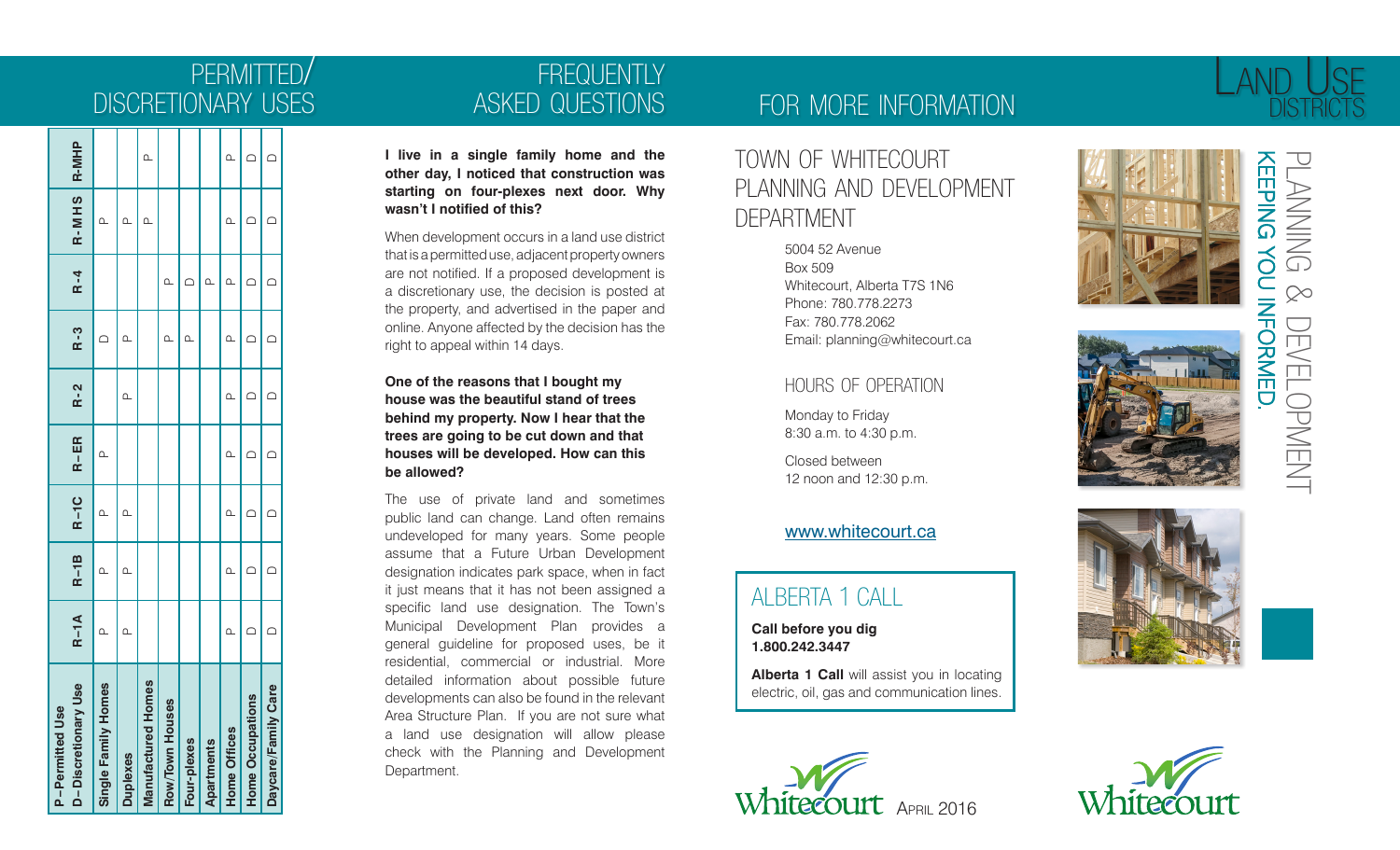# LAND USE DISTRICTS

## PLANNING & DEVELOPMENT

KEEPING YOU INFORMED.

Whitecourt

## PERMITTED/DISCRETIONARY USES

| P – Permitted Use<br>D – Discretionary Use | R-1A | R-1B | R-1C | R-ER | R-2 | R-3 | R-4 | R-MHS | R-MHP |
|---|---|---|---|---|---|---|---|---|---|
| Single Family Homes | P | P | P | P | | D | | P | |
| Duplexes | P | P | P | | P | P | | P | |
| Manufactured Homes | | | | | | | | P | P |
| Row/Town Houses | | | | | | P | P | | |
| Four-plexes | | | | | | P | D | | |
| Apartments | | | | | | | P | | |
| Home Offices | P | P | P | P | P | P | P | P | P |
| Home Occupations | D | D | D | D | D | D | D | D | D |
| Daycare/Family Care | D | D | D | D | D | D | D | D | D |

## FREQUENTLY ASKED QUESTIONS

**I live in a single family home and the other day, I noticed that construction was starting on four-plexes next door. Why wasn't I notified of this?**

When development occurs in a land use district that is a permitted use, adjacent property owners are not notified. If a proposed development is a discretionary use, the decision is posted at the property, and advertised in the paper and online. Anyone affected by the decision has the right to appeal within 14 days.

**One of the reasons that I bought my house was the beautiful stand of trees behind my property. Now I hear that the trees are going to be cut down and that houses will be developed. How can this be allowed?**

The use of private land and sometimes public land can change. Land often remains undeveloped for many years. Some people assume that a Future Urban Development designation indicates park space, when in fact it just means that it has not been assigned a specific land use designation. The Town's Municipal Development Plan provides a general guideline for proposed uses, be it residential, commercial or industrial. More detailed information about possible future developments can also be found in the relevant Area Structure Plan. If you are not sure what a land use designation will allow please check with the Planning and Development Department.

## FOR MORE INFORMATION

### TOWN OF WHITECOURT PLANNING AND DEVELOPMENT DEPARTMENT

5004 52 Avenue
Box 509
Whitecourt, Alberta T7S 1N6
Phone: 780.778.2273
Fax: 780.778.2062
Email: planning@whitecourt.ca

### HOURS OF OPERATION

Monday to Friday
8:30 a.m. to 4:30 p.m.

Closed between
12 noon and 12:30 p.m.

www.whitecourt.ca

### ALBERTA 1 CALL

**Call before you dig**
**1.800.242.3447**

**Alberta 1 Call** will assist you in locating electric, oil, gas and communication lines.

Whitecourt April 2016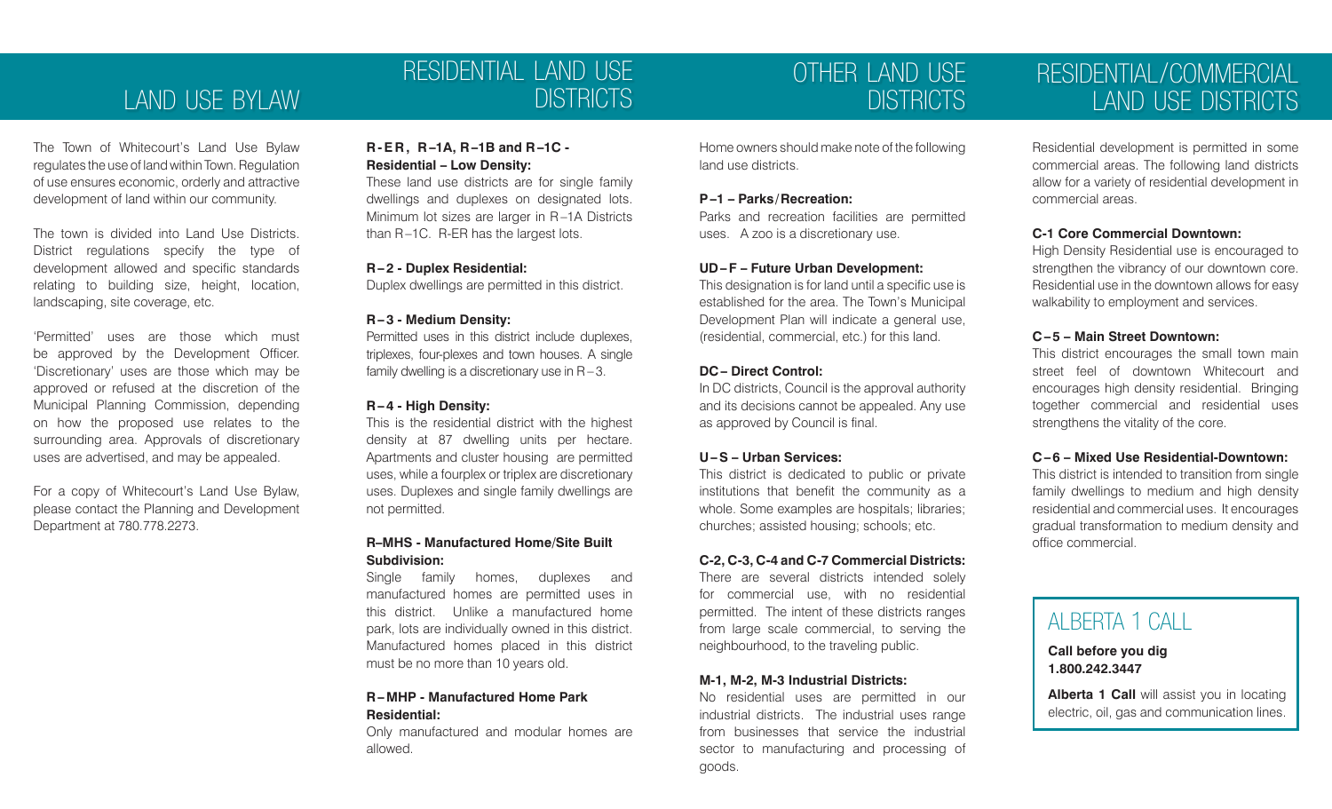# LAND USE BYLAW

The Town of Whitecourt's Land Use Bylaw regulates the use of land within Town. Regulation of use ensures economic, orderly and attractive development of land within our community.

The town is divided into Land Use Districts. District regulations specify the type of development allowed and specific standards relating to building size, height, location, landscaping, site coverage, etc.

'Permitted' uses are those which must be approved by the Development Officer. 'Discretionary' uses are those which may be approved or refused at the discretion of the Municipal Planning Commission, depending on how the proposed use relates to the surrounding area. Approvals of discretionary uses are advertised, and may be appealed.

For a copy of Whitecourt's Land Use Bylaw, please contact the Planning and Development Department at 780.778.2273.

# RESIDENTIAL LAND USE DISTRICTS

**R-ER, R–1A, R–1B and R–1C - Residential – Low Density:**
These land use districts are for single family dwellings and duplexes on designated lots. Minimum lot sizes are larger in R–1A Districts than R–1C. R-ER has the largest lots.

**R–2 - Duplex Residential:**
Duplex dwellings are permitted in this district.

**R–3 - Medium Density:**
Permitted uses in this district include duplexes, triplexes, four-plexes and town houses. A single family dwelling is a discretionary use in R–3.

**R–4 - High Density:**
This is the residential district with the highest density at 87 dwelling units per hectare. Apartments and cluster housing are permitted uses, while a fourplex or triplex are discretionary uses. Duplexes and single family dwellings are not permitted.

**R–MHS - Manufactured Home/Site Built Subdivision:**
Single family homes, duplexes and manufactured homes are permitted uses in this district. Unlike a manufactured home park, lots are individually owned in this district. Manufactured homes placed in this district must be no more than 10 years old.

**R–MHP - Manufactured Home Park Residential:**
Only manufactured and modular homes are allowed.

# OTHER LAND USE DISTRICTS

Home owners should make note of the following land use districts.

**P–1 – Parks/Recreation:**
Parks and recreation facilities are permitted uses. A zoo is a discretionary use.

**UD–F – Future Urban Development:**
This designation is for land until a specific use is established for the area. The Town's Municipal Development Plan will indicate a general use, (residential, commercial, etc.) for this land.

**DC– Direct Control:**
In DC districts, Council is the approval authority and its decisions cannot be appealed. Any use as approved by Council is final.

**U–S – Urban Services:**
This district is dedicated to public or private institutions that benefit the community as a whole. Some examples are hospitals; libraries; churches; assisted housing; schools; etc.

**C-2, C-3, C-4 and C-7 Commercial Districts:**
There are several districts intended solely for commercial use, with no residential permitted. The intent of these districts ranges from large scale commercial, to serving the neighbourhood, to the traveling public.

**M-1, M-2, M-3 Industrial Districts:**
No residential uses are permitted in our industrial districts. The industrial uses range from businesses that service the industrial sector to manufacturing and processing of goods.

# RESIDENTIAL/COMMERCIAL LAND USE DISTRICTS

Residential development is permitted in some commercial areas. The following land districts allow for a variety of residential development in commercial areas.

**C-1 Core Commercial Downtown:**
High Density Residential use is encouraged to strengthen the vibrancy of our downtown core. Residential use in the downtown allows for easy walkability to employment and services.

**C–5 – Main Street Downtown:**
This district encourages the small town main street feel of downtown Whitecourt and encourages high density residential. Bringing together commercial and residential uses strengthens the vitality of the core.

**C–6 – Mixed Use Residential-Downtown:**
This district is intended to transition from single family dwellings to medium and high density residential and commercial uses. It encourages gradual transformation to medium density and office commercial.

## ALBERTA 1 CALL

**Call before you dig**
**1.800.242.3447**

**Alberta 1 Call** will assist you in locating electric, oil, gas and communication lines.